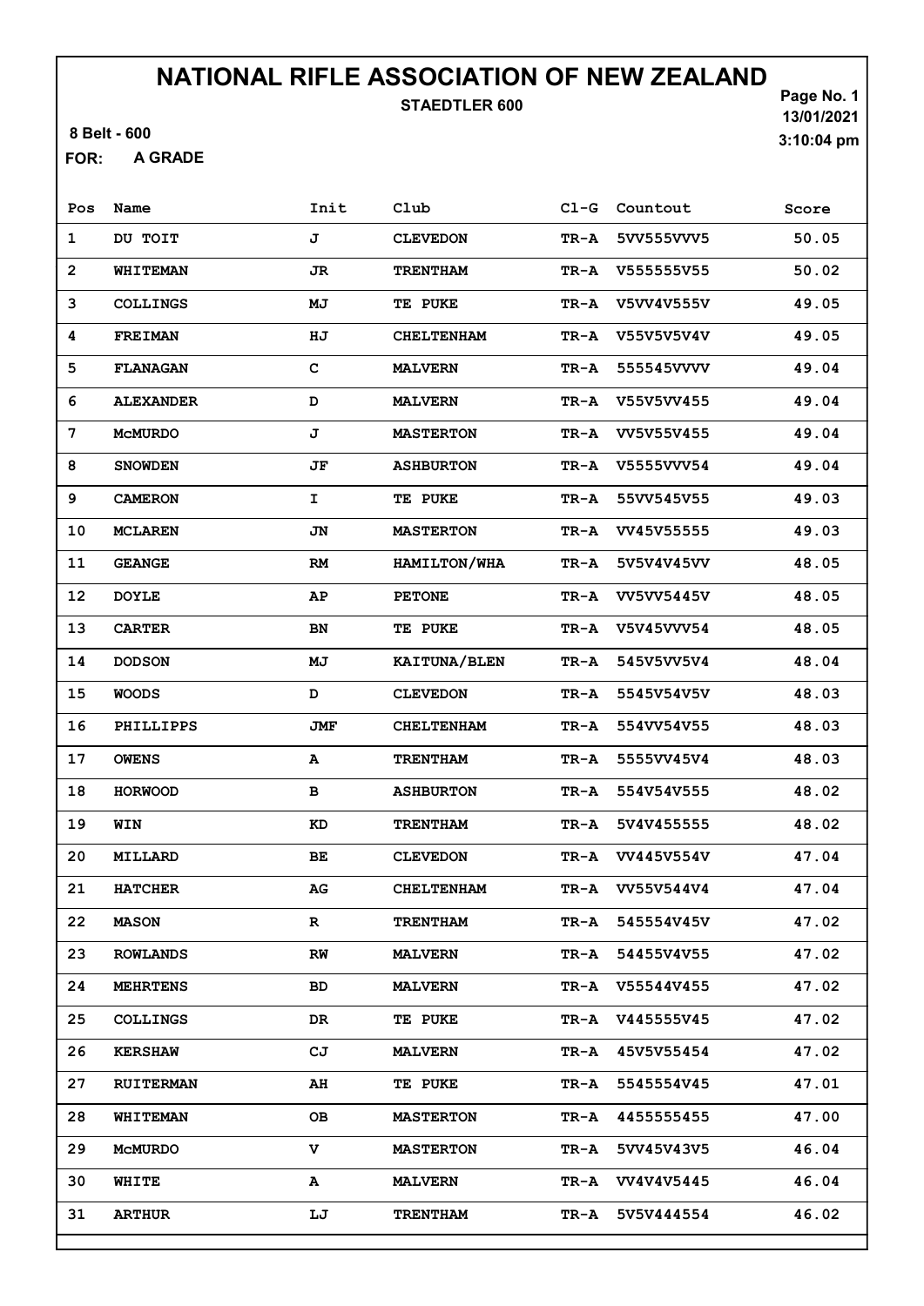# NATIONAL RIFLE ASSOCIATION OF NEW ZEALAND

**STAEDTLER 600**

13/01/2021
3:10:04 pm

8 Belt - 600

FOR: A GRADE

| Pos | Name | Init | Club | Cl-G | Countout | Score |
|---|---|---|---|---|---|---|
| 1 | DU TOIT | J | CLEVEDON | TR-A | 5VV555VVV5 | 50.05 |
| 2 | WHITEMAN | JR | TRENTHAM | TR-A | V555555V55 | 50.02 |
| 3 | COLLINGS | MJ | TE PUKE | TR-A | V5VV4V555V | 49.05 |
| 4 | FREIMAN | HJ | CHELTENHAM | TR-A | V55V5V5V4V | 49.05 |
| 5 | FLANAGAN | C | MALVERN | TR-A | 555545VVVV | 49.04 |
| 6 | ALEXANDER | D | MALVERN | TR-A | V55V5VV455 | 49.04 |
| 7 | McMURDO | J | MASTERTON | TR-A | VV5V55V455 | 49.04 |
| 8 | SNOWDEN | JF | ASHBURTON | TR-A | V5555VVV54 | 49.04 |
| 9 | CAMERON | I | TE PUKE | TR-A | 55VV545V55 | 49.03 |
| 10 | MCLAREN | JN | MASTERTON | TR-A | VV45V55555 | 49.03 |
| 11 | GEANGE | RM | HAMILTON/WHA | TR-A | 5V5V4V45VV | 48.05 |
| 12 | DOYLE | AP | PETONE | TR-A | VV5VV5445V | 48.05 |
| 13 | CARTER | BN | TE PUKE | TR-A | V5V45VVV54 | 48.05 |
| 14 | DODSON | MJ | KAITUNA/BLEN | TR-A | 545V5VV5V4 | 48.04 |
| 15 | WOODS | D | CLEVEDON | TR-A | 5545V54V5V | 48.03 |
| 16 | PHILLIPPS | JMF | CHELTENHAM | TR-A | 554VV54V55 | 48.03 |
| 17 | OWENS | A | TRENTHAM | TR-A | 5555VV45V4 | 48.03 |
| 18 | HORWOOD | B | ASHBURTON | TR-A | 554V54V555 | 48.02 |
| 19 | WIN | KD | TRENTHAM | TR-A | 5V4V455555 | 48.02 |
| 20 | MILLARD | BE | CLEVEDON | TR-A | VV445V554V | 47.04 |
| 21 | HATCHER | AG | CHELTENHAM | TR-A | VV55V544V4 | 47.04 |
| 22 | MASON | R | TRENTHAM | TR-A | 545554V45V | 47.02 |
| 23 | ROWLANDS | RW | MALVERN | TR-A | 54455V4V55 | 47.02 |
| 24 | MEHRTENS | BD | MALVERN | TR-A | V55544V455 | 47.02 |
| 25 | COLLINGS | DR | TE PUKE | TR-A | V445555V45 | 47.02 |
| 26 | KERSHAW | CJ | MALVERN | TR-A | 45V5V55454 | 47.02 |
| 27 | RUITERMAN | AH | TE PUKE | TR-A | 5545554V45 | 47.01 |
| 28 | WHITEMAN | OB | MASTERTON | TR-A | 4455555455 | 47.00 |
| 29 | McMURDO | V | MASTERTON | TR-A | 5VV45V43V5 | 46.04 |
| 30 | WHITE | A | MALVERN | TR-A | VV4V4V5445 | 46.04 |
| 31 | ARTHUR | LJ | TRENTHAM | TR-A | 5V5V444554 | 46.02 |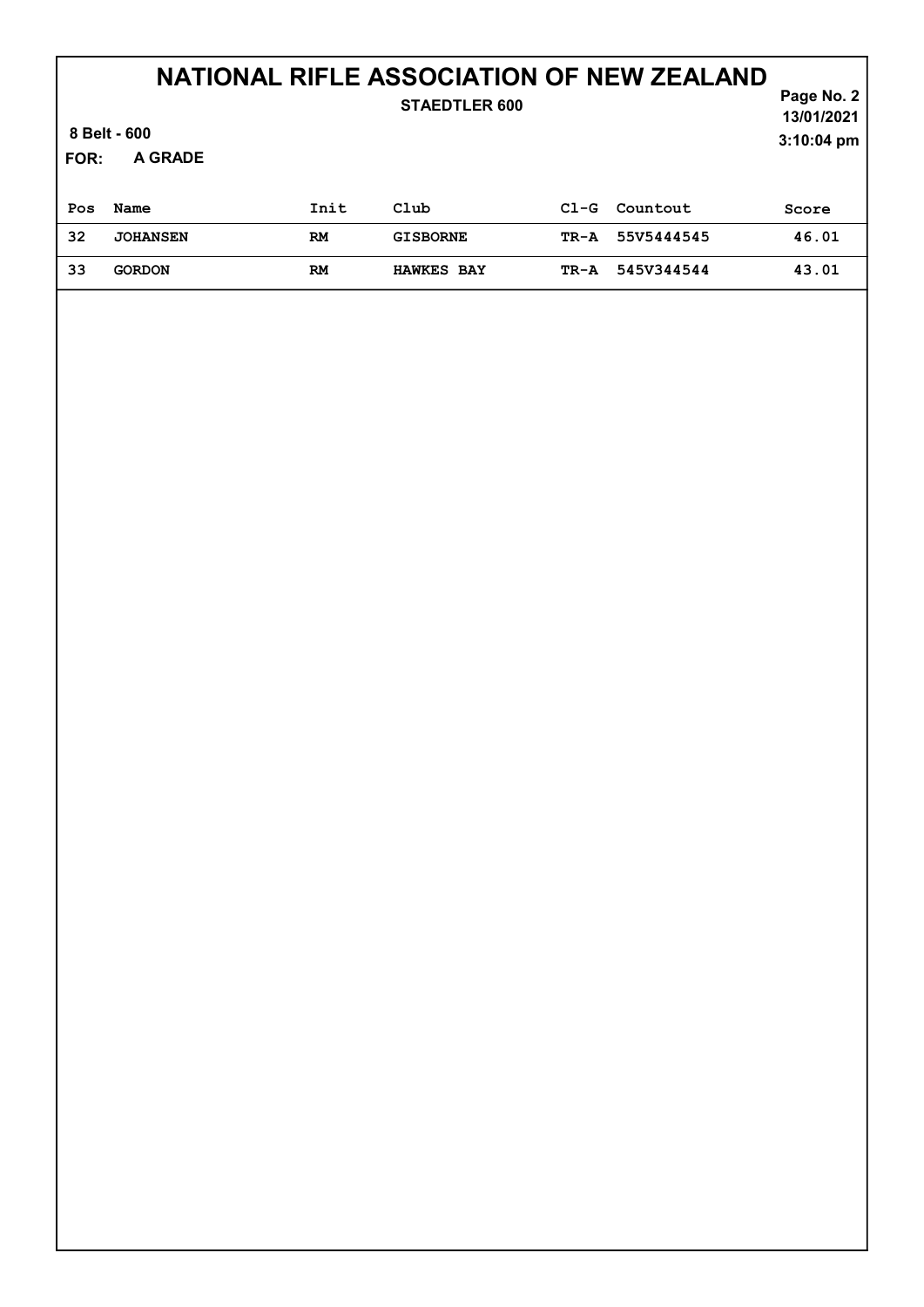# NATIONAL RIFLE ASSOCIATION OF NEW ZEALAND

**STAEDTLER 600**

**8 Belt - 600**

**FOR: A GRADE**

13/01/2021
3:10:04 pm

| Pos | Name | Init | Club | Cl-G | Countout | Score |
|---|---|---|---|---|---|---|
| 32 | JOHANSEN | RM | GISBORNE | TR-A | 55V5444545 | 46.01 |
| 33 | GORDON | RM | HAWKES BAY | TR-A | 545V344544 | 43.01 |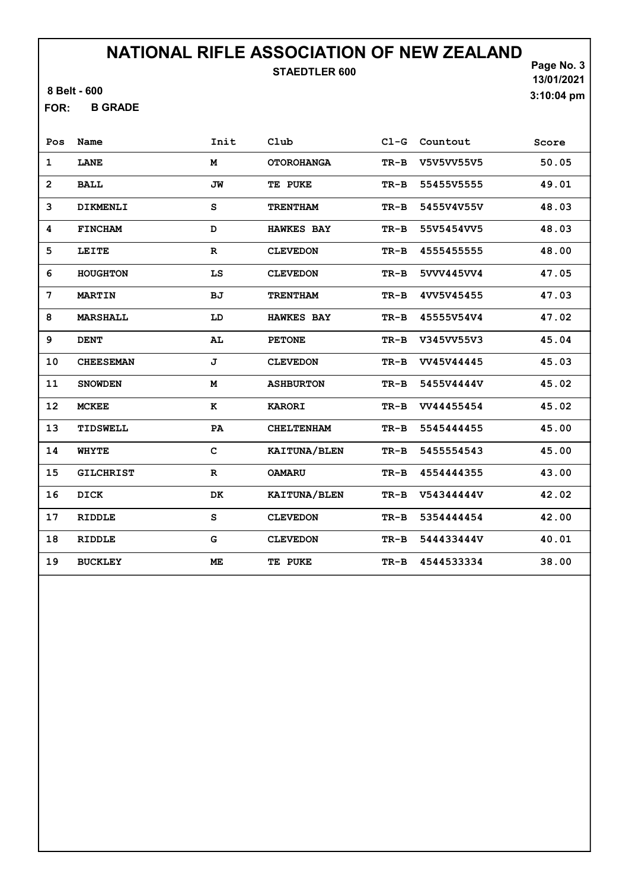# NATIONAL RIFLE ASSOCIATION OF NEW ZEALAND

**STAEDTLER 600**

8 Belt - 600

13/01/2021

3:10:04 pm

**FOR: B GRADE**

| Pos | Name | Init | Club | Cl-G | Countout | Score |
|---|---|---|---|---|---|---|
| 1 | LANE | M | OTOROHANGA | TR-B | V5V5VV55V5 | 50.05 |
| 2 | BALL | JW | TE PUKE | TR-B | 55455V5555 | 49.01 |
| 3 | DIKMENLI | S | TRENTHAM | TR-B | 5455V4V55V | 48.03 |
| 4 | FINCHAM | D | HAWKES BAY | TR-B | 55V5454VV5 | 48.03 |
| 5 | LEITE | R | CLEVEDON | TR-B | 4555455555 | 48.00 |
| 6 | HOUGHTON | LS | CLEVEDON | TR-B | 5VVV445VV4 | 47.05 |
| 7 | MARTIN | BJ | TRENTHAM | TR-B | 4VV5V45455 | 47.03 |
| 8 | MARSHALL | LD | HAWKES BAY | TR-B | 45555V54V4 | 47.02 |
| 9 | DENT | AL | PETONE | TR-B | V345VV55V3 | 45.04 |
| 10 | CHEESEMAN | J | CLEVEDON | TR-B | VV45V44445 | 45.03 |
| 11 | SNOWDEN | M | ASHBURTON | TR-B | 5455V4444V | 45.02 |
| 12 | MCKEE | K | KARORI | TR-B | VV44455454 | 45.02 |
| 13 | TIDSWELL | PA | CHELTENHAM | TR-B | 5545444455 | 45.00 |
| 14 | WHYTE | C | KAITUNA/BLEN | TR-B | 5455554543 | 45.00 |
| 15 | GILCHRIST | R | OAMARU | TR-B | 4554444355 | 43.00 |
| 16 | DICK | DK | KAITUNA/BLEN | TR-B | V54344444V | 42.02 |
| 17 | RIDDLE | S | CLEVEDON | TR-B | 5354444454 | 42.00 |
| 18 | RIDDLE | G | CLEVEDON | TR-B | 544433444V | 40.01 |
| 19 | BUCKLEY | ME | TE PUKE | TR-B | 4544533334 | 38.00 |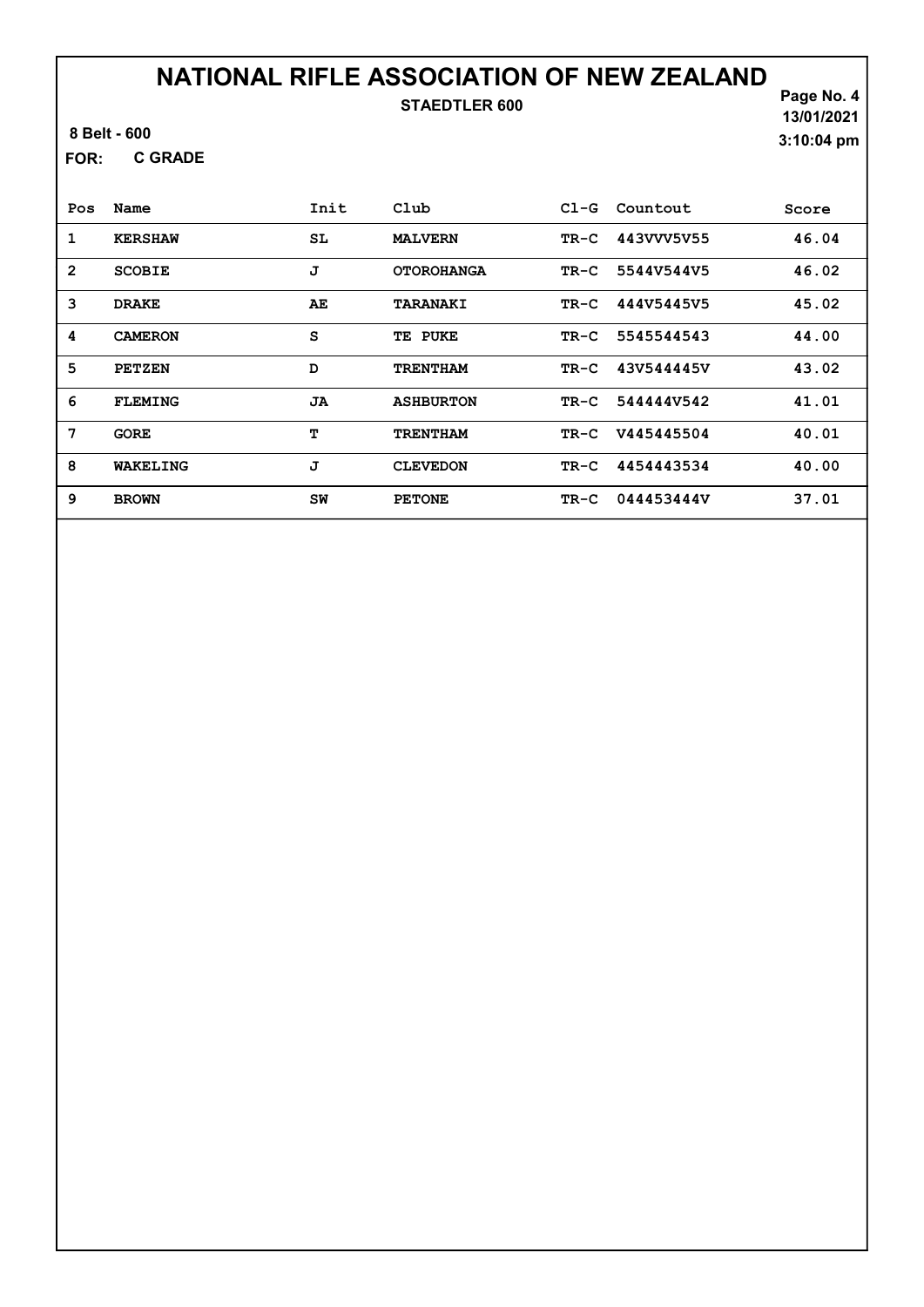# NATIONAL RIFLE ASSOCIATION OF NEW ZEALAND

**STAEDTLER 600**

Page No. 4
13/01/2021
3:10:04 pm

8 Belt - 600

**FOR: C GRADE**

| Pos | Name | Init | Club | Cl-G | Countout | Score |
|---|---|---|---|---|---|---|
| 1 | KERSHAW | SL | MALVERN | TR-C | 443VVV5V55 | 46.04 |
| 2 | SCOBIE | J | OTOROHANGA | TR-C | 5544V544V5 | 46.02 |
| 3 | DRAKE | AE | TARANAKI | TR-C | 444V5445V5 | 45.02 |
| 4 | CAMERON | S | TE PUKE | TR-C | 5545544543 | 44.00 |
| 5 | PETZEN | D | TRENTHAM | TR-C | 43V544445V | 43.02 |
| 6 | FLEMING | JA | ASHBURTON | TR-C | 544444V542 | 41.01 |
| 7 | GORE | T | TRENTHAM | TR-C | V445445504 | 40.01 |
| 8 | WAKELING | J | CLEVEDON | TR-C | 4454443534 | 40.00 |
| 9 | BROWN | SW | PETONE | TR-C | 044453444V | 37.01 |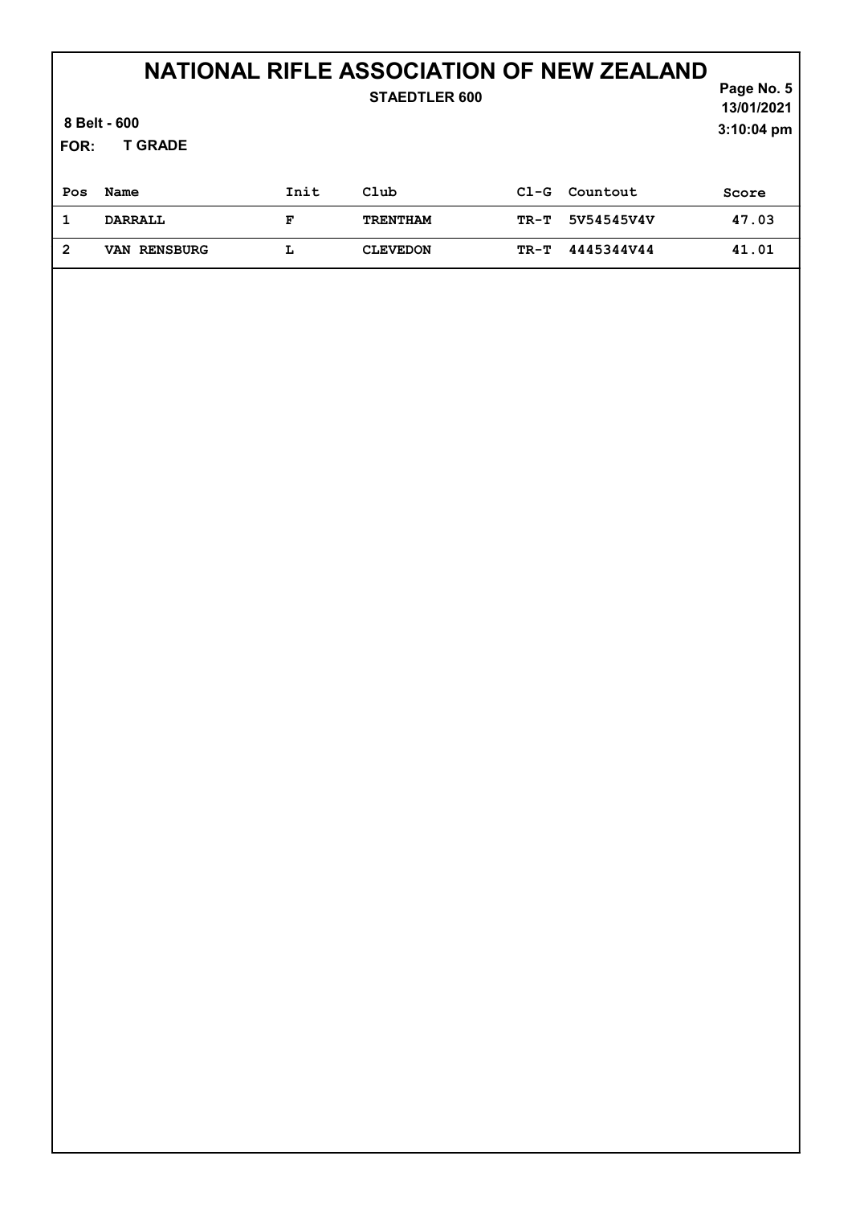# NATIONAL RIFLE ASSOCIATION OF NEW ZEALAND

**STAEDTLER 600**

13/01/2021
3:10:04 pm

8 Belt - 600

FOR: T GRADE

| Pos | Name | Init | Club | Cl-G | Countout | Score |
|---|---|---|---|---|---|---|
| 1 | DARRALL | F | TRENTHAM | TR-T | 5V54545V4V | 47.03 |
| 2 | VAN RENSBURG | L | CLEVEDON | TR-T | 4445344V44 | 41.01 |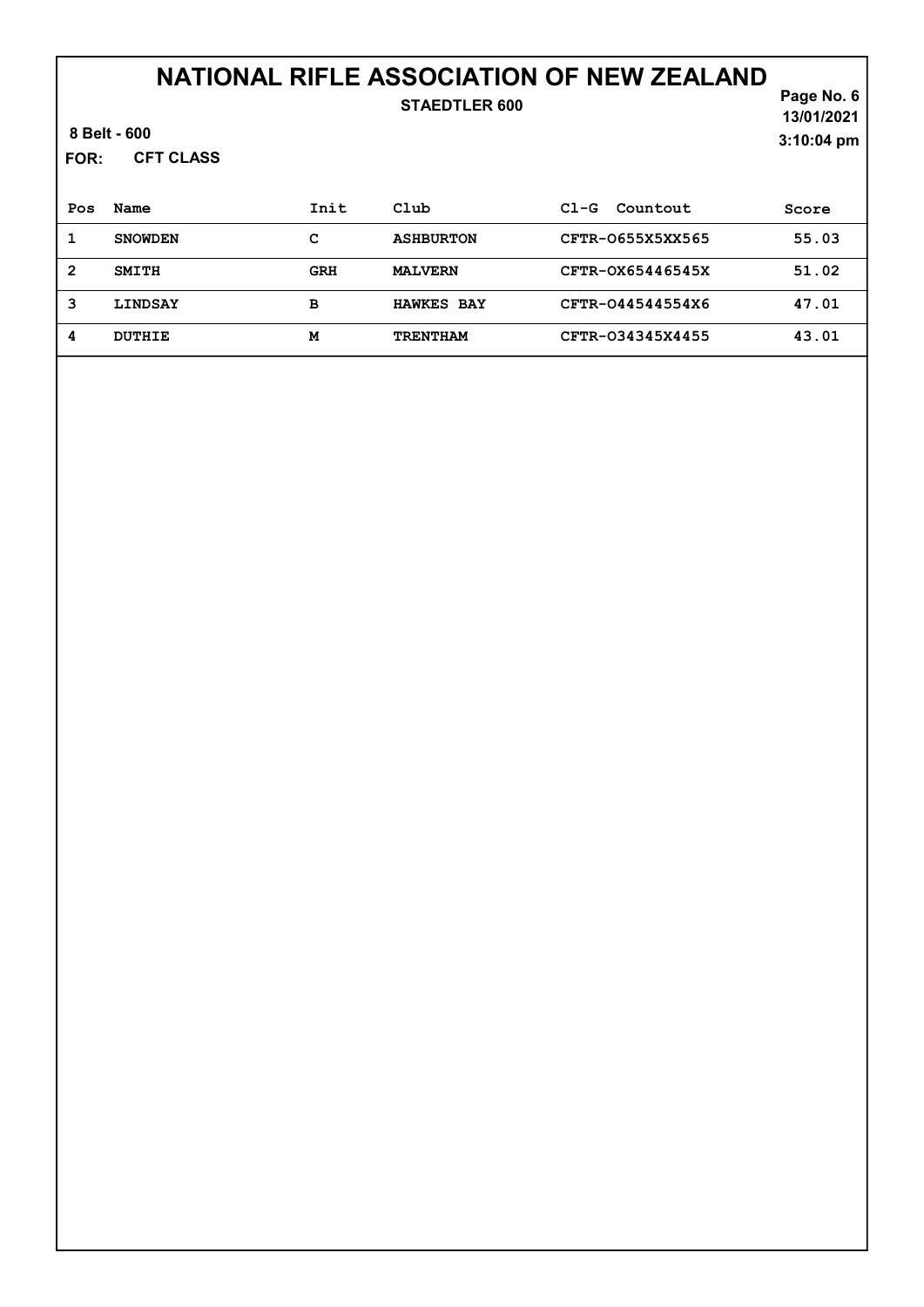# NATIONAL RIFLE ASSOCIATION OF NEW ZEALAND

**STAEDTLER 600**

13/01/2021

3:10:04 pm

8 Belt - 600

**FOR: CFT CLASS**

| Pos | Name | Init | Club | Cl-G Countout | Score |
|---|---|---|---|---|---|
| 1 | SNOWDEN | C | ASHBURTON | CFTR-O655X5XX565 | 55.03 |
| 2 | SMITH | GRH | MALVERN | CFTR-OX65446545X | 51.02 |
| 3 | LINDSAY | B | HAWKES BAY | CFTR-O44544554X6 | 47.01 |
| 4 | DUTHIE | M | TRENTHAM | CFTR-O34345X4455 | 43.01 |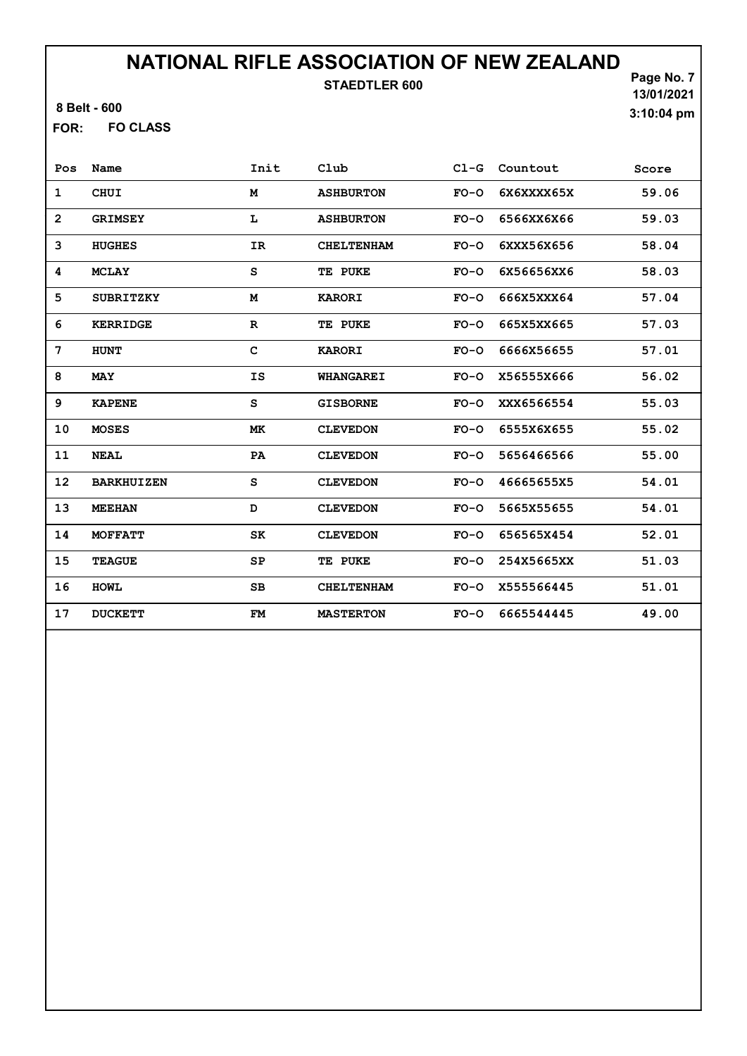# NATIONAL RIFLE ASSOCIATION OF NEW ZEALAND

**STAEDTLER 600**

13/01/2021
3:10:04 pm

8 Belt - 600

**FOR: FO CLASS**

| Pos | Name | Init | Club | Cl-G | Countout | Score |
|---|---|---|---|---|---|---|
| 1 | CHUI | M | ASHBURTON | FO-O | 6X6XXXX65X | 59.06 |
| 2 | GRIMSEY | L | ASHBURTON | FO-O | 6566XX6X66 | 59.03 |
| 3 | HUGHES | IR | CHELTENHAM | FO-O | 6XXX56X656 | 58.04 |
| 4 | MCLAY | S | TE PUKE | FO-O | 6X56656XX6 | 58.03 |
| 5 | SUBRITZKY | M | KARORI | FO-O | 666X5XXX64 | 57.04 |
| 6 | KERRIDGE | R | TE PUKE | FO-O | 665X5XX665 | 57.03 |
| 7 | HUNT | C | KARORI | FO-O | 6666X56655 | 57.01 |
| 8 | MAY | IS | WHANGAREI | FO-O | X56555X666 | 56.02 |
| 9 | KAPENE | S | GISBORNE | FO-O | XXX6566554 | 55.03 |
| 10 | MOSES | MK | CLEVEDON | FO-O | 6555X6X655 | 55.02 |
| 11 | NEAL | PA | CLEVEDON | FO-O | 5656466566 | 55.00 |
| 12 | BARKHUIZEN | S | CLEVEDON | FO-O | 46665655X5 | 54.01 |
| 13 | MEEHAN | D | CLEVEDON | FO-O | 5665X55655 | 54.01 |
| 14 | MOFFATT | SK | CLEVEDON | FO-O | 656565X454 | 52.01 |
| 15 | TEAGUE | SP | TE PUKE | FO-O | 254X5665XX | 51.03 |
| 16 | HOWL | SB | CHELTENHAM | FO-O | X555566445 | 51.01 |
| 17 | DUCKETT | FM | MASTERTON | FO-O | 6665544445 | 49.00 |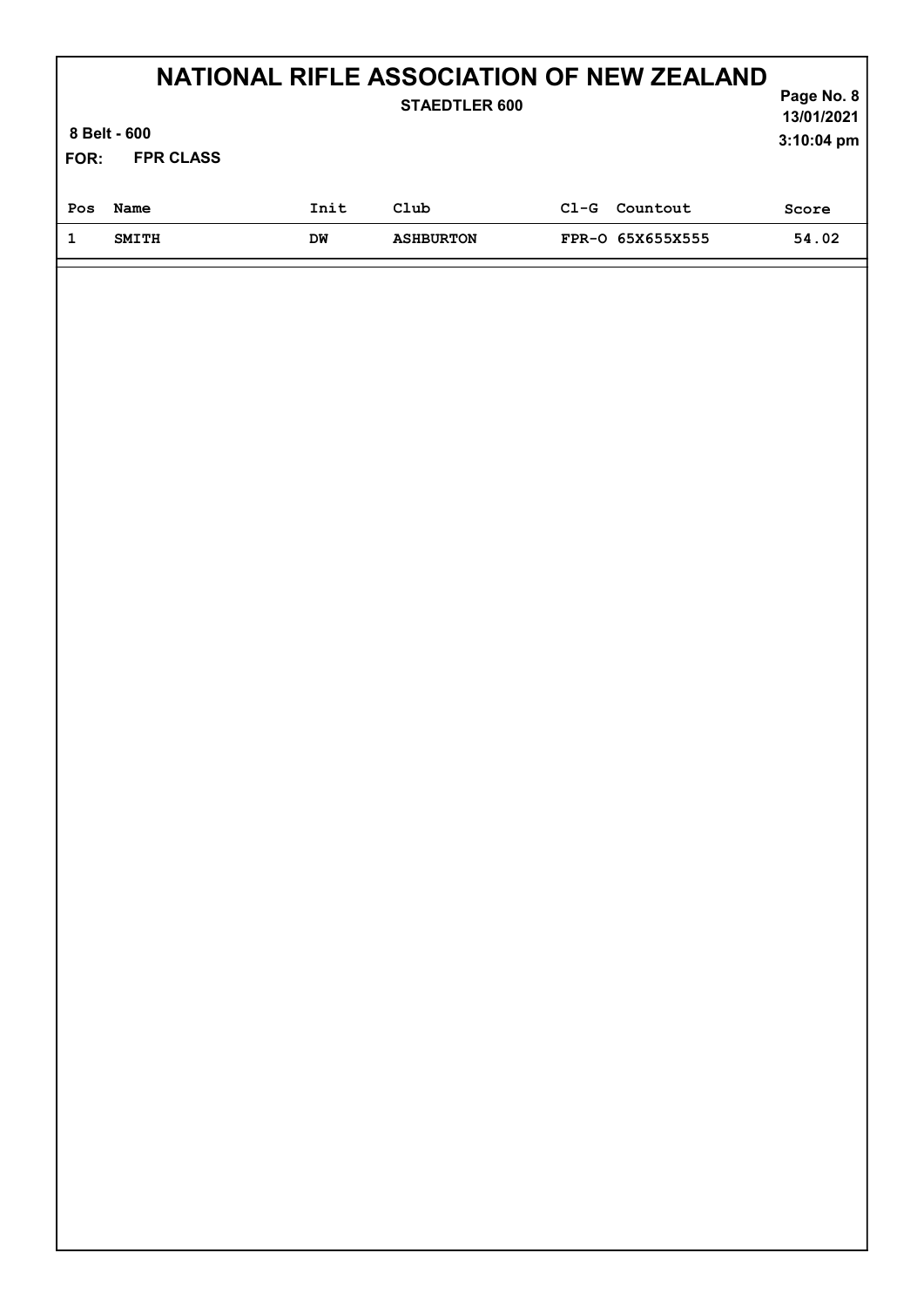# NATIONAL RIFLE ASSOCIATION OF NEW ZEALAND

**STAEDTLER 600**

**8 Belt - 600**

**FOR: FPR CLASS**

**Page No. 8**
**13/01/2021**
**3:10:04 pm**

| Pos | Name | Init | Club | Cl-G | Countout | Score |
|---|---|---|---|---|---|---|
| 1 | SMITH | DW | ASHBURTON | FPR-O | 65X655X555 | 54.02 |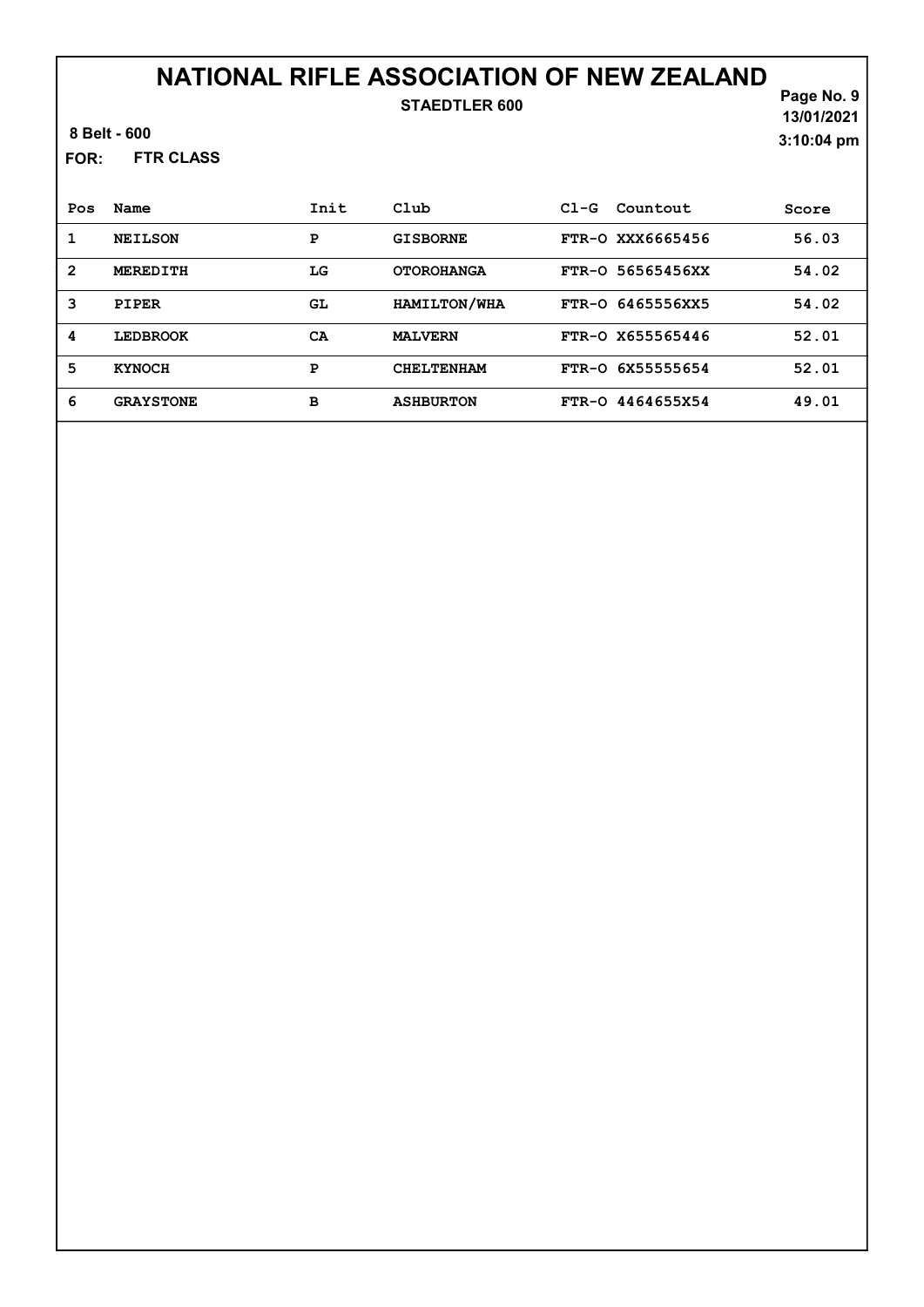# NATIONAL RIFLE ASSOCIATION OF NEW ZEALAND

**STAEDTLER 600**

13/01/2021

3:10:04 pm

8 Belt - 600

**FOR: FTR CLASS**

| Pos | Name | Init | Club | Cl-G | Countout | Score |
|---|---|---|---|---|---|---|
| 1 | NEILSON | P | GISBORNE | FTR-O | XXX6665456 | 56.03 |
| 2 | MEREDITH | LG | OTOROHANGA | FTR-O | 56565456XX | 54.02 |
| 3 | PIPER | GL | HAMILTON/WHA | FTR-O | 6465556XX5 | 54.02 |
| 4 | LEDBROOK | CA | MALVERN | FTR-O | X655565446 | 52.01 |
| 5 | KYNOCH | P | CHELTENHAM | FTR-O | 6X55555654 | 52.01 |
| 6 | GRAYSTONE | B | ASHBURTON | FTR-O | 4464655X54 | 49.01 |